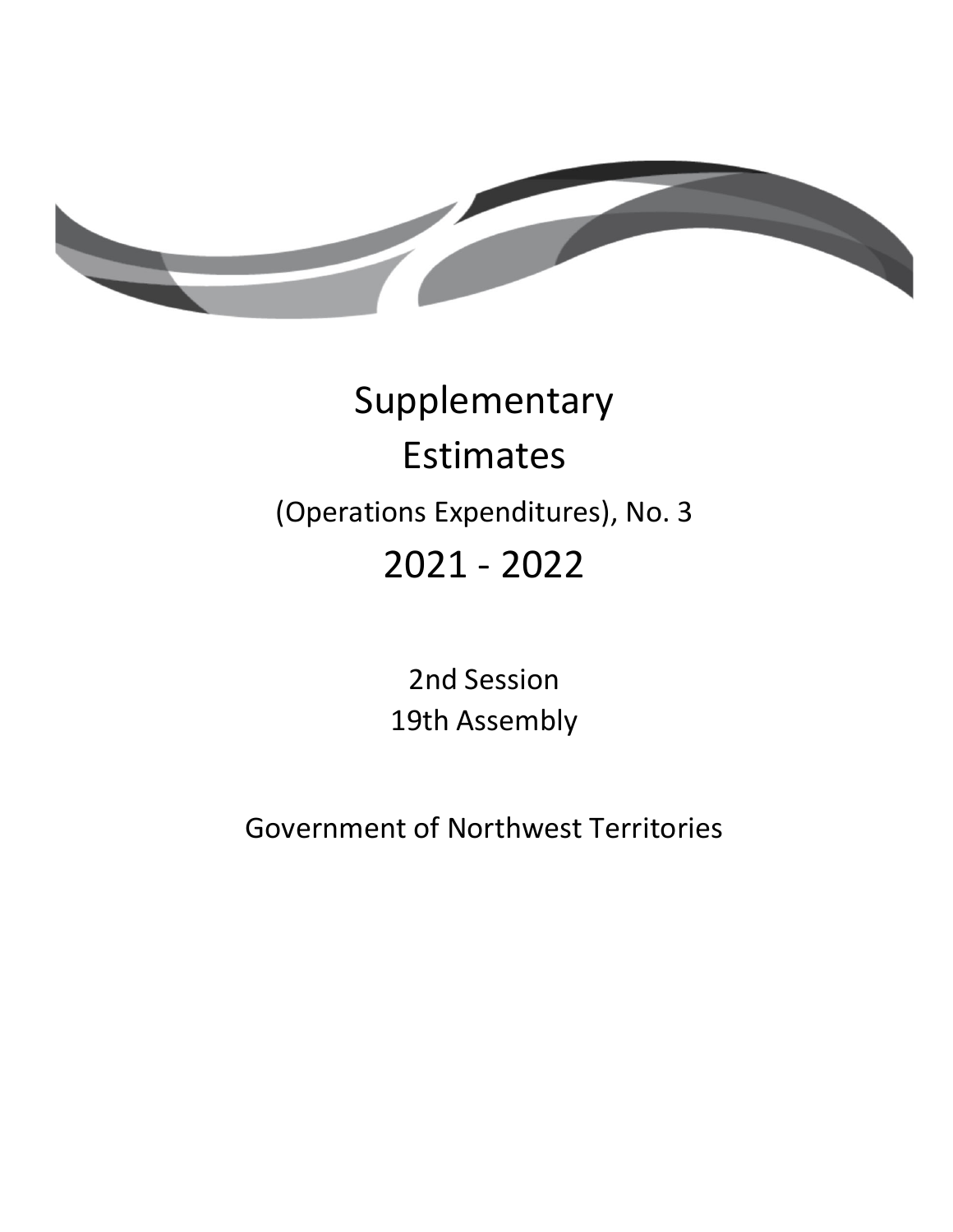# Supplementary Estimates

## (Operations Expenditures), No. 3

## 2021 - 2022

2nd Session
19th Assembly

Government of Northwest Territories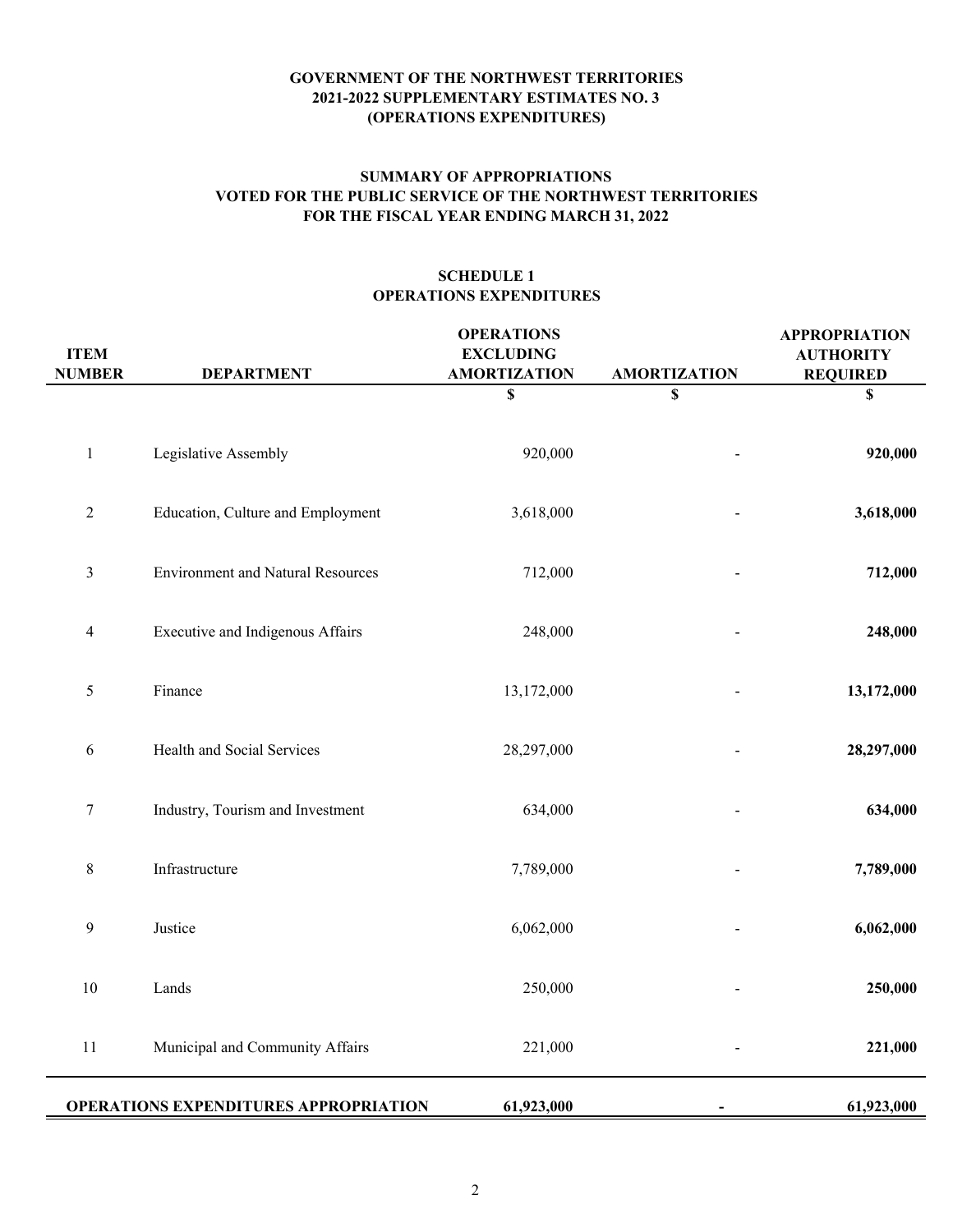**GOVERNMENT OF THE NORTHWEST TERRITORIES**
**2021-2022 SUPPLEMENTARY ESTIMATES NO. 3**
**(OPERATIONS EXPENDITURES)**

**SUMMARY OF APPROPRIATIONS**
**VOTED FOR THE PUBLIC SERVICE OF THE NORTHWEST TERRITORIES**
**FOR THE FISCAL YEAR ENDING MARCH 31, 2022**

**SCHEDULE 1**
**OPERATIONS EXPENDITURES**

| ITEM NUMBER | DEPARTMENT | OPERATIONS EXCLUDING AMORTIZATION | AMORTIZATION | APPROPRIATION AUTHORITY REQUIRED |
|---|---|---|---|---|
| | | $ | $ | $ |
| 1 | Legislative Assembly | 920,000 | - | **920,000** |
| 2 | Education, Culture and Employment | 3,618,000 | - | **3,618,000** |
| 3 | Environment and Natural Resources | 712,000 | - | **712,000** |
| 4 | Executive and Indigenous Affairs | 248,000 | - | **248,000** |
| 5 | Finance | 13,172,000 | - | **13,172,000** |
| 6 | Health and Social Services | 28,297,000 | - | **28,297,000** |
| 7 | Industry, Tourism and Investment | 634,000 | - | **634,000** |
| 8 | Infrastructure | 7,789,000 | - | **7,789,000** |
| 9 | Justice | 6,062,000 | - | **6,062,000** |
| 10 | Lands | 250,000 | - | **250,000** |
| 11 | Municipal and Community Affairs | 221,000 | - | **221,000** |
| **OPERATIONS EXPENDITURES APPROPRIATION** | | **61,923,000** | **-** | **61,923,000** |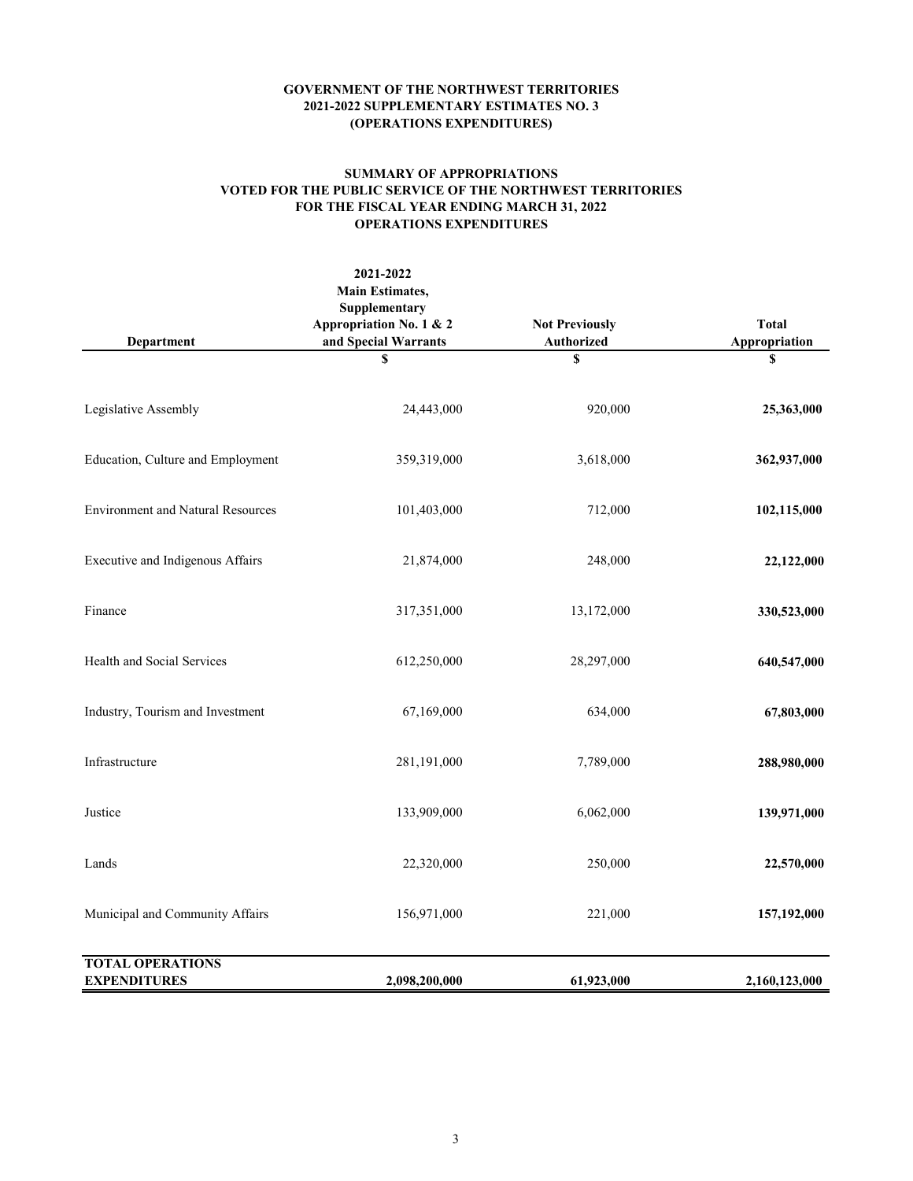**GOVERNMENT OF THE NORTHWEST TERRITORIES**
**2021-2022 SUPPLEMENTARY ESTIMATES NO. 3**
**(OPERATIONS EXPENDITURES)**

**SUMMARY OF APPROPRIATIONS**
**VOTED FOR THE PUBLIC SERVICE OF THE NORTHWEST TERRITORIES**
**FOR THE FISCAL YEAR ENDING MARCH 31, 2022**
**OPERATIONS EXPENDITURES**

| Department | 2021-2022 Main Estimates, Supplementary Appropriation No. 1 & 2 and Special Warrants | Not Previously Authorized | Total Appropriation |
|---|---|---|---|
| | $ | $ | $ |
| Legislative Assembly | 24,443,000 | 920,000 | **25,363,000** |
| Education, Culture and Employment | 359,319,000 | 3,618,000 | **362,937,000** |
| Environment and Natural Resources | 101,403,000 | 712,000 | **102,115,000** |
| Executive and Indigenous Affairs | 21,874,000 | 248,000 | **22,122,000** |
| Finance | 317,351,000 | 13,172,000 | **330,523,000** |
| Health and Social Services | 612,250,000 | 28,297,000 | **640,547,000** |
| Industry, Tourism and Investment | 67,169,000 | 634,000 | **67,803,000** |
| Infrastructure | 281,191,000 | 7,789,000 | **288,980,000** |
| Justice | 133,909,000 | 6,062,000 | **139,971,000** |
| Lands | 22,320,000 | 250,000 | **22,570,000** |
| Municipal and Community Affairs | 156,971,000 | 221,000 | **157,192,000** |
| **TOTAL OPERATIONS EXPENDITURES** | **2,098,200,000** | **61,923,000** | **2,160,123,000** |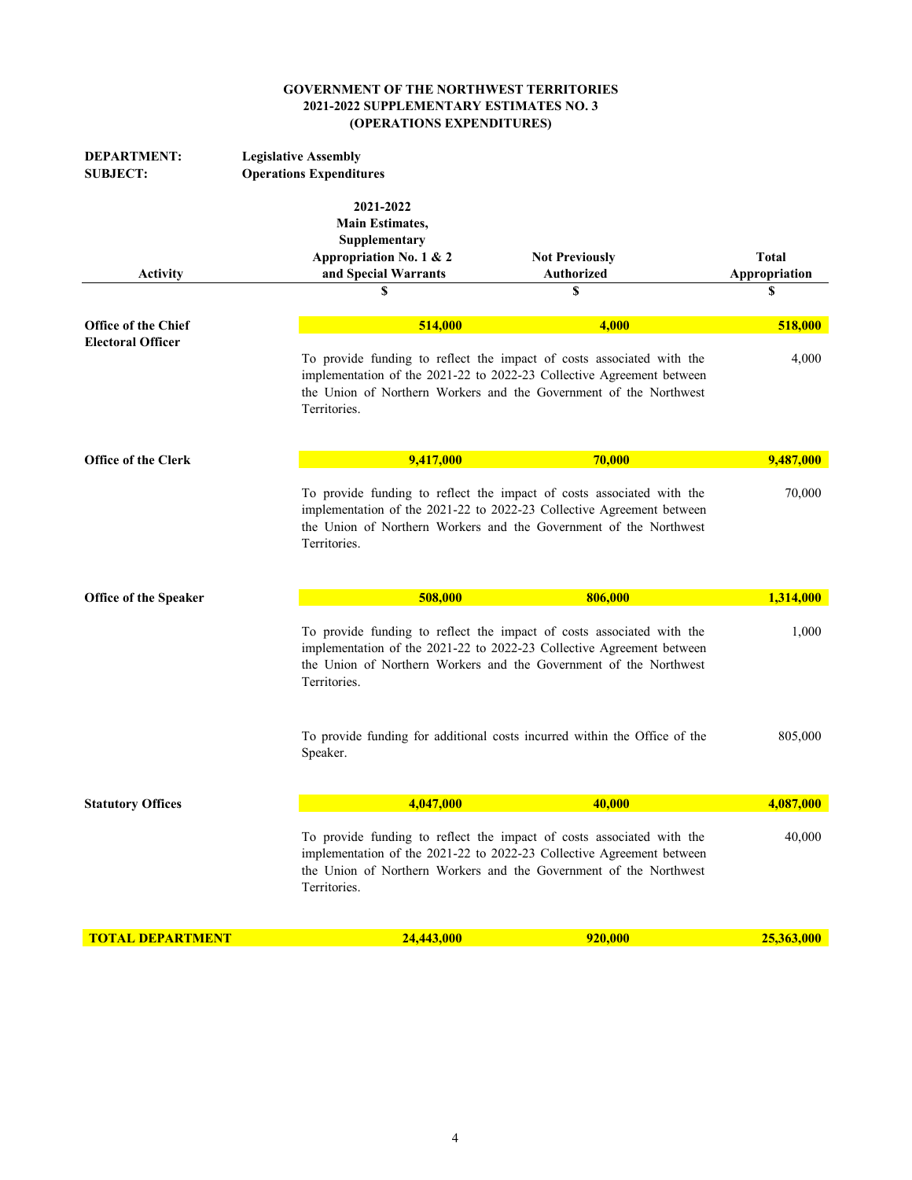**GOVERNMENT OF THE NORTHWEST TERRITORIES**
**2021-2022 SUPPLEMENTARY ESTIMATES NO. 3**
**(OPERATIONS EXPENDITURES)**

**DEPARTMENT:** **Legislative Assembly**
**SUBJECT:** **Operations Expenditures**

| Activity | 2021-2022 Main Estimates, Supplementary Appropriation No. 1 & 2 and Special Warrants | Not Previously Authorized | Total Appropriation |
|---|---|---|---|
| | $ | $ | $ |
| **Office of the Chief Electoral Officer** | **514,000** | **4,000** | **518,000** |
| | To provide funding to reflect the impact of costs associated with the implementation of the 2021-22 to 2022-23 Collective Agreement between the Union of Northern Workers and the Government of the Northwest Territories. | | 4,000 |
| **Office of the Clerk** | **9,417,000** | **70,000** | **9,487,000** |
| | To provide funding to reflect the impact of costs associated with the implementation of the 2021-22 to 2022-23 Collective Agreement between the Union of Northern Workers and the Government of the Northwest Territories. | | 70,000 |
| **Office of the Speaker** | **508,000** | **806,000** | **1,314,000** |
| | To provide funding to reflect the impact of costs associated with the implementation of the 2021-22 to 2022-23 Collective Agreement between the Union of Northern Workers and the Government of the Northwest Territories. | | 1,000 |
| | To provide funding for additional costs incurred within the Office of the Speaker. | | 805,000 |
| **Statutory Offices** | **4,047,000** | **40,000** | **4,087,000** |
| | To provide funding to reflect the impact of costs associated with the implementation of the 2021-22 to 2022-23 Collective Agreement between the Union of Northern Workers and the Government of the Northwest Territories. | | 40,000 |
| **TOTAL DEPARTMENT** | **24,443,000** | **920,000** | **25,363,000** |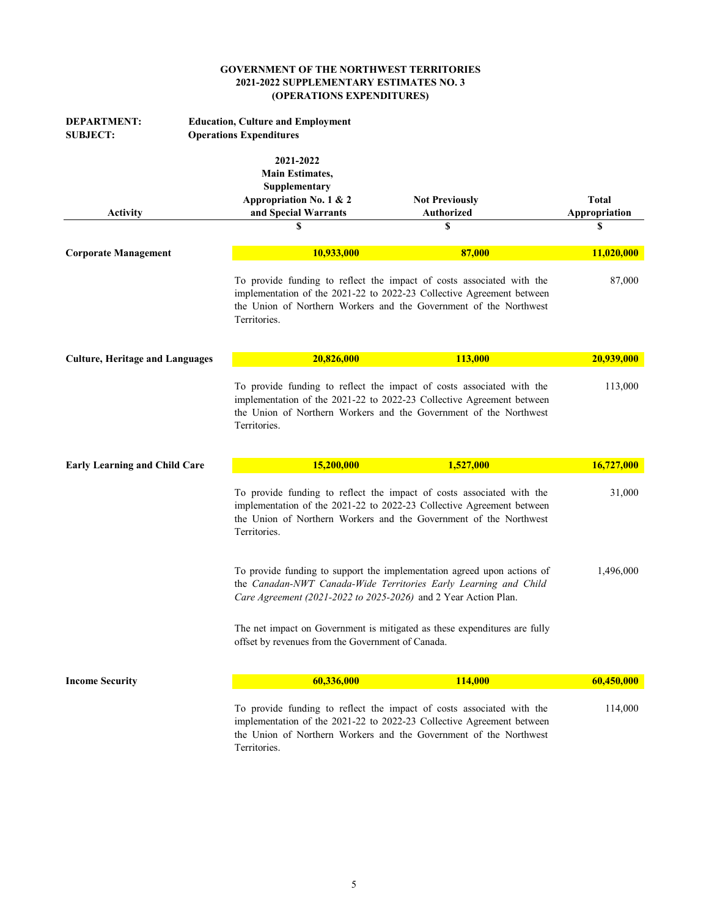**GOVERNMENT OF THE NORTHWEST TERRITORIES**
**2021-2022 SUPPLEMENTARY ESTIMATES NO. 3**
**(OPERATIONS EXPENDITURES)**

**DEPARTMENT:** **Education, Culture and Employment**
**SUBJECT:** **Operations Expenditures**

| Activity | 2021-2022 Main Estimates, Supplementary Appropriation No. 1 & 2 and Special Warrants | Not Previously Authorized | Total Appropriation |
|---|---|---|---|
| | $ | $ | $ |
| **Corporate Management** | **10,933,000** | **87,000** | **11,020,000** |
| | To provide funding to reflect the impact of costs associated with the implementation of the 2021-22 to 2022-23 Collective Agreement between the Union of Northern Workers and the Government of the Northwest Territories. | | 87,000 |
| **Culture, Heritage and Languages** | **20,826,000** | **113,000** | **20,939,000** |
| | To provide funding to reflect the impact of costs associated with the implementation of the 2021-22 to 2022-23 Collective Agreement between the Union of Northern Workers and the Government of the Northwest Territories. | | 113,000 |
| **Early Learning and Child Care** | **15,200,000** | **1,527,000** | **16,727,000** |
| | To provide funding to reflect the impact of costs associated with the implementation of the 2021-22 to 2022-23 Collective Agreement between the Union of Northern Workers and the Government of the Northwest Territories. | | 31,000 |
| | To provide funding to support the implementation agreed upon actions of the *Canadan-NWT Canada-Wide Territories Early Learning and Child Care Agreement (2021-2022 to 2025-2026)* and 2 Year Action Plan. | | 1,496,000 |
| | The net impact on Government is mitigated as these expenditures are fully offset by revenues from the Government of Canada. | | |
| **Income Security** | **60,336,000** | **114,000** | **60,450,000** |
| | To provide funding to reflect the impact of costs associated with the implementation of the 2021-22 to 2022-23 Collective Agreement between the Union of Northern Workers and the Government of the Northwest Territories. | | 114,000 |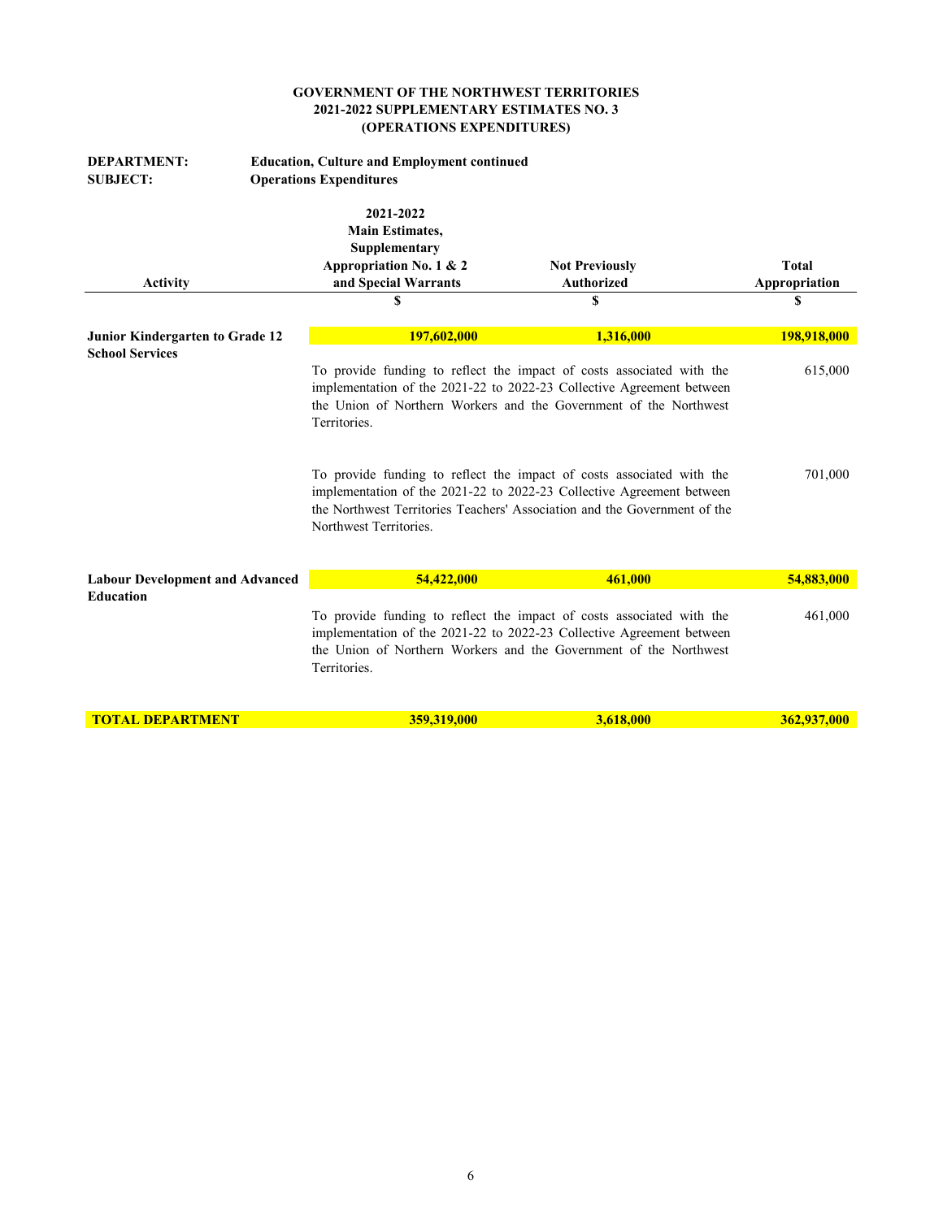**GOVERNMENT OF THE NORTHWEST TERRITORIES**
**2021-2022 SUPPLEMENTARY ESTIMATES NO. 3**
**(OPERATIONS EXPENDITURES)**

**DEPARTMENT:** **Education, Culture and Employment continued**
**SUBJECT:** **Operations Expenditures**

| Activity | 2021-2022 Main Estimates, Supplementary Appropriation No. 1 & 2 and Special Warrants | Not Previously Authorized | Total Appropriation |
|---|---|---|---|
| | $ | $ | $ |
| **Junior Kindergarten to Grade 12 School Services** | **197,602,000** | **1,316,000** | **198,918,000** |
| | To provide funding to reflect the impact of costs associated with the implementation of the 2021-22 to 2022-23 Collective Agreement between the Union of Northern Workers and the Government of the Northwest Territories. | | 615,000 |
| | To provide funding to reflect the impact of costs associated with the implementation of the 2021-22 to 2022-23 Collective Agreement between the Northwest Territories Teachers' Association and the Government of the Northwest Territories. | | 701,000 |
| **Labour Development and Advanced Education** | **54,422,000** | **461,000** | **54,883,000** |
| | To provide funding to reflect the impact of costs associated with the implementation of the 2021-22 to 2022-23 Collective Agreement between the Union of Northern Workers and the Government of the Northwest Territories. | | 461,000 |
| **TOTAL DEPARTMENT** | **359,319,000** | **3,618,000** | **362,937,000** |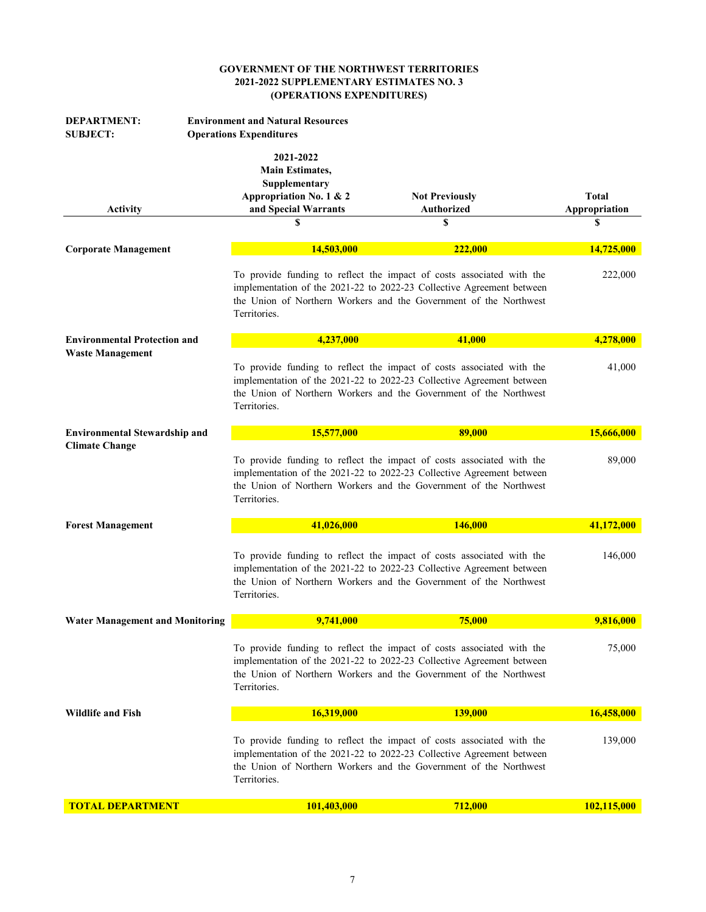**GOVERNMENT OF THE NORTHWEST TERRITORIES**
**2021-2022 SUPPLEMENTARY ESTIMATES NO. 3**
**(OPERATIONS EXPENDITURES)**

**DEPARTMENT:** Environment and Natural Resources
**SUBJECT:** Operations Expenditures

| Activity | 2021-2022 Main Estimates, Supplementary Appropriation No. 1 & 2 and Special Warrants | Not Previously Authorized | Total Appropriation |
|---|---|---|---|
| | $ | $ | $ |
| **Corporate Management** | **14,503,000** | **222,000** | **14,725,000** |
| | To provide funding to reflect the impact of costs associated with the implementation of the 2021-22 to 2022-23 Collective Agreement between the Union of Northern Workers and the Government of the Northwest Territories. | | 222,000 |
| **Environmental Protection and Waste Management** | **4,237,000** | **41,000** | **4,278,000** |
| | To provide funding to reflect the impact of costs associated with the implementation of the 2021-22 to 2022-23 Collective Agreement between the Union of Northern Workers and the Government of the Northwest Territories. | | 41,000 |
| **Environmental Stewardship and Climate Change** | **15,577,000** | **89,000** | **15,666,000** |
| | To provide funding to reflect the impact of costs associated with the implementation of the 2021-22 to 2022-23 Collective Agreement between the Union of Northern Workers and the Government of the Northwest Territories. | | 89,000 |
| **Forest Management** | **41,026,000** | **146,000** | **41,172,000** |
| | To provide funding to reflect the impact of costs associated with the implementation of the 2021-22 to 2022-23 Collective Agreement between the Union of Northern Workers and the Government of the Northwest Territories. | | 146,000 |
| **Water Management and Monitoring** | **9,741,000** | **75,000** | **9,816,000** |
| | To provide funding to reflect the impact of costs associated with the implementation of the 2021-22 to 2022-23 Collective Agreement between the Union of Northern Workers and the Government of the Northwest Territories. | | 75,000 |
| **Wildlife and Fish** | **16,319,000** | **139,000** | **16,458,000** |
| | To provide funding to reflect the impact of costs associated with the implementation of the 2021-22 to 2022-23 Collective Agreement between the Union of Northern Workers and the Government of the Northwest Territories. | | 139,000 |
| **TOTAL DEPARTMENT** | **101,403,000** | **712,000** | **102,115,000** |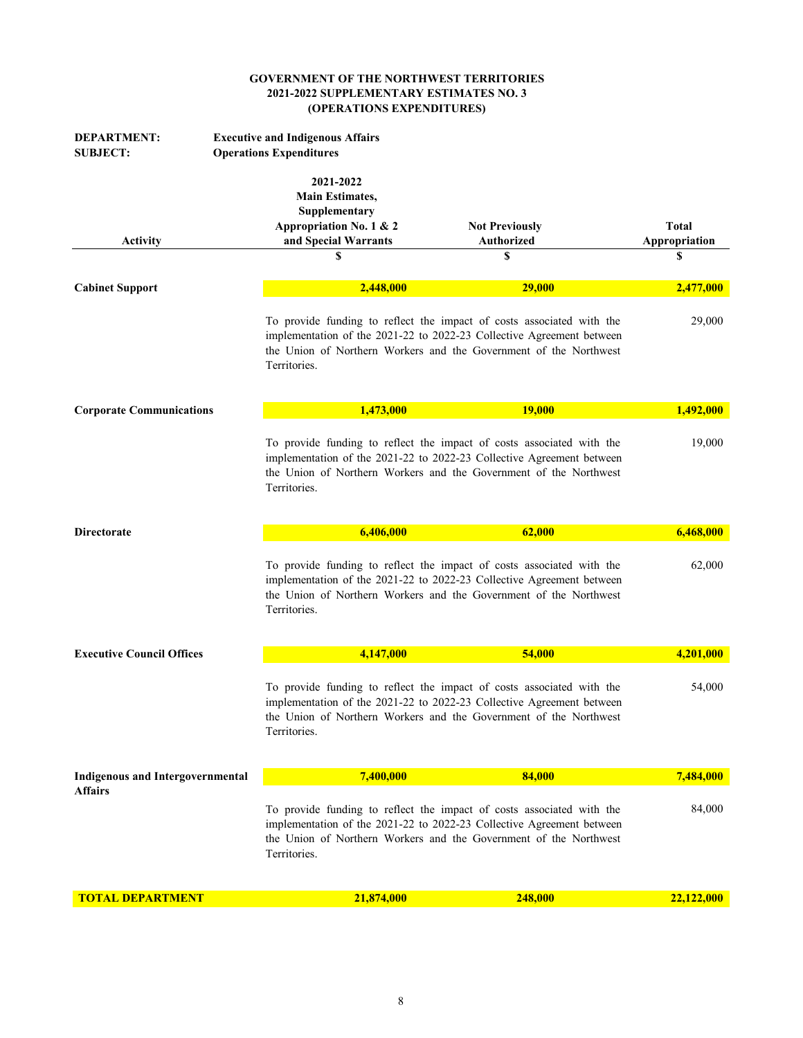**GOVERNMENT OF THE NORTHWEST TERRITORIES**
**2021-2022 SUPPLEMENTARY ESTIMATES NO. 3**
**(OPERATIONS EXPENDITURES)**

**DEPARTMENT:** Executive and Indigenous Affairs
**SUBJECT:** Operations Expenditures

| Activity | 2021-2022 Main Estimates, Supplementary Appropriation No. 1 & 2 and Special Warrants | Not Previously Authorized | Total Appropriation |
|---|---|---|---|
| | $ | $ | $ |
| **Cabinet Support** | **2,448,000** | **29,000** | **2,477,000** |
| | To provide funding to reflect the impact of costs associated with the implementation of the 2021-22 to 2022-23 Collective Agreement between the Union of Northern Workers and the Government of the Northwest Territories. | | 29,000 |
| **Corporate Communications** | **1,473,000** | **19,000** | **1,492,000** |
| | To provide funding to reflect the impact of costs associated with the implementation of the 2021-22 to 2022-23 Collective Agreement between the Union of Northern Workers and the Government of the Northwest Territories. | | 19,000 |
| **Directorate** | **6,406,000** | **62,000** | **6,468,000** |
| | To provide funding to reflect the impact of costs associated with the implementation of the 2021-22 to 2022-23 Collective Agreement between the Union of Northern Workers and the Government of the Northwest Territories. | | 62,000 |
| **Executive Council Offices** | **4,147,000** | **54,000** | **4,201,000** |
| | To provide funding to reflect the impact of costs associated with the implementation of the 2021-22 to 2022-23 Collective Agreement between the Union of Northern Workers and the Government of the Northwest Territories. | | 54,000 |
| **Indigenous and Intergovernmental Affairs** | **7,400,000** | **84,000** | **7,484,000** |
| | To provide funding to reflect the impact of costs associated with the implementation of the 2021-22 to 2022-23 Collective Agreement between the Union of Northern Workers and the Government of the Northwest Territories. | | 84,000 |
| **TOTAL DEPARTMENT** | **21,874,000** | **248,000** | **22,122,000** |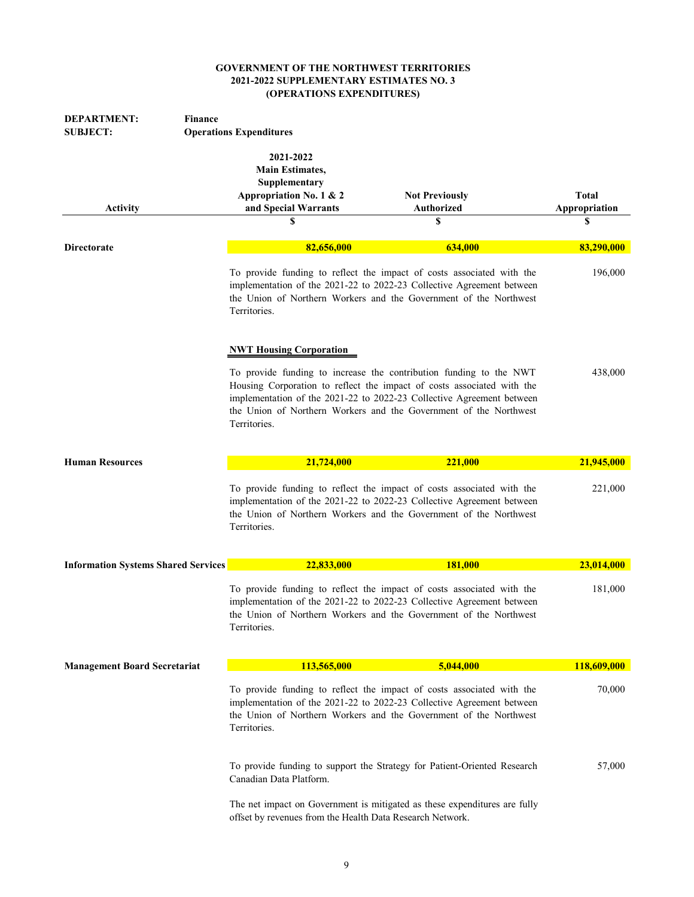**GOVERNMENT OF THE NORTHWEST TERRITORIES**
**2021-2022 SUPPLEMENTARY ESTIMATES NO. 3**
**(OPERATIONS EXPENDITURES)**

**DEPARTMENT:** Finance
**SUBJECT:** Operations Expenditures

| Activity | 2021-2022 Main Estimates, Supplementary Appropriation No. 1 & 2 and Special Warrants | Not Previously Authorized | Total Appropriation |
|---|---|---|---|
| | $ | $ | $ |
| **Directorate** | **82,656,000** | **634,000** | **83,290,000** |
| | To provide funding to reflect the impact of costs associated with the implementation of the 2021-22 to 2022-23 Collective Agreement between the Union of Northern Workers and the Government of the Northwest Territories. | | 196,000 |
| | **NWT Housing Corporation** | | |
| | To provide funding to increase the contribution funding to the NWT Housing Corporation to reflect the impact of costs associated with the implementation of the 2021-22 to 2022-23 Collective Agreement between the Union of Northern Workers and the Government of the Northwest Territories. | | 438,000 |
| **Human Resources** | **21,724,000** | **221,000** | **21,945,000** |
| | To provide funding to reflect the impact of costs associated with the implementation of the 2021-22 to 2022-23 Collective Agreement between the Union of Northern Workers and the Government of the Northwest Territories. | | 221,000 |
| **Information Systems Shared Services** | **22,833,000** | **181,000** | **23,014,000** |
| | To provide funding to reflect the impact of costs associated with the implementation of the 2021-22 to 2022-23 Collective Agreement between the Union of Northern Workers and the Government of the Northwest Territories. | | 181,000 |
| **Management Board Secretariat** | **113,565,000** | **5,044,000** | **118,609,000** |
| | To provide funding to reflect the impact of costs associated with the implementation of the 2021-22 to 2022-23 Collective Agreement between the Union of Northern Workers and the Government of the Northwest Territories. | | 70,000 |
| | To provide funding to support the Strategy for Patient-Oriented Research Canadian Data Platform. | | 57,000 |
| | The net impact on Government is mitigated as these expenditures are fully offset by revenues from the Health Data Research Network. | | |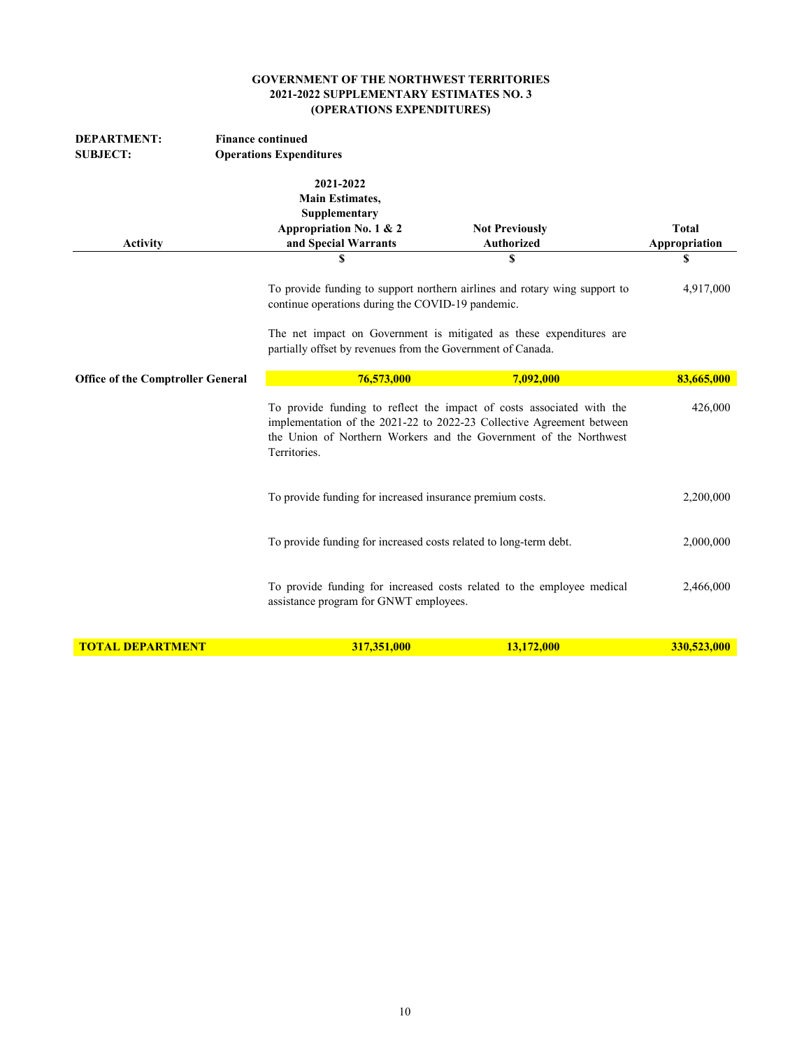**GOVERNMENT OF THE NORTHWEST TERRITORIES**
**2021-2022 SUPPLEMENTARY ESTIMATES NO. 3**
**(OPERATIONS EXPENDITURES)**

**DEPARTMENT:** Finance continued
**SUBJECT:** Operations Expenditures

| Activity | 2021-2022 Main Estimates, Supplementary Appropriation No. 1 & 2 and Special Warrants | Not Previously Authorized | Total Appropriation |
|---|---|---|---|
| | $ | $ | $ |
| | To provide funding to support northern airlines and rotary wing support to continue operations during the COVID-19 pandemic. | | 4,917,000 |
| | The net impact on Government is mitigated as these expenditures are partially offset by revenues from the Government of Canada. | | |
| **Office of the Comptroller General** | **76,573,000** | **7,092,000** | **83,665,000** |
| | To provide funding to reflect the impact of costs associated with the implementation of the 2021-22 to 2022-23 Collective Agreement between the Union of Northern Workers and the Government of the Northwest Territories. | | 426,000 |
| | To provide funding for increased insurance premium costs. | | 2,200,000 |
| | To provide funding for increased costs related to long-term debt. | | 2,000,000 |
| | To provide funding for increased costs related to the employee medical assistance program for GNWT employees. | | 2,466,000 |
| **TOTAL DEPARTMENT** | **317,351,000** | **13,172,000** | **330,523,000** |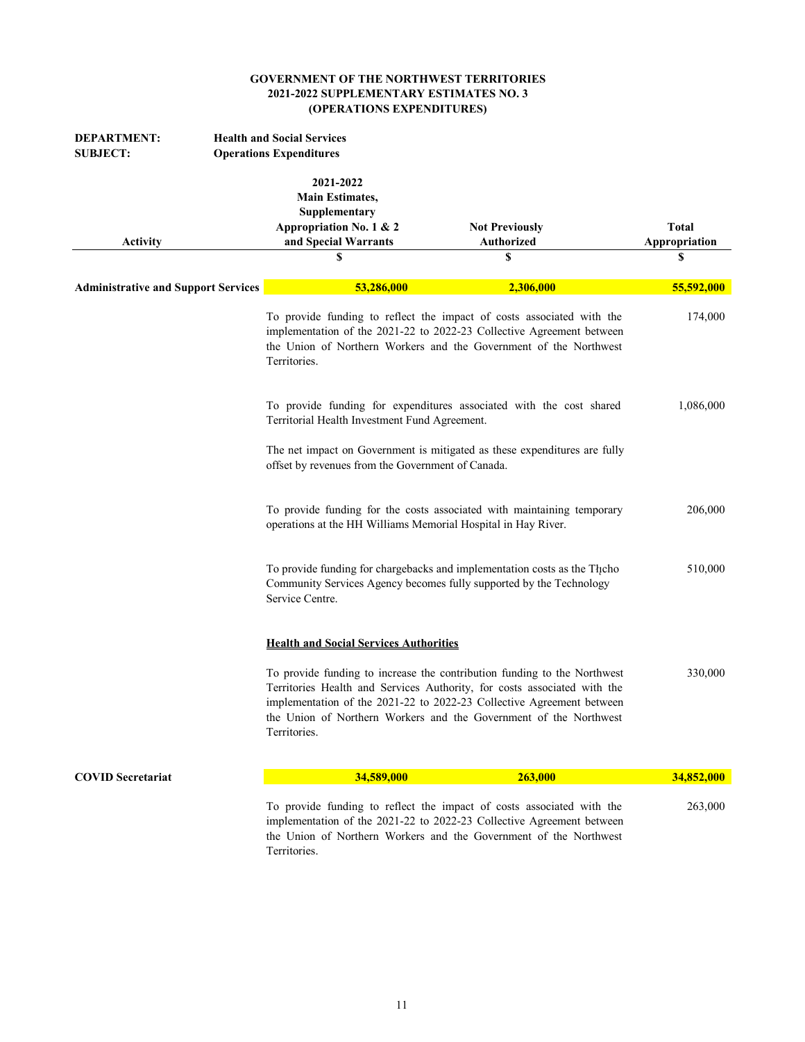**GOVERNMENT OF THE NORTHWEST TERRITORIES**
**2021-2022 SUPPLEMENTARY ESTIMATES NO. 3**
**(OPERATIONS EXPENDITURES)**

**DEPARTMENT:** Health and Social Services
**SUBJECT:** Operations Expenditures

| Activity | 2021-2022 Main Estimates, Supplementary Appropriation No. 1 & 2 and Special Warrants | Not Previously Authorized | Total Appropriation |
|---|---|---|---|
| | $ | $ | $ |
| **Administrative and Support Services** | **53,286,000** | **2,306,000** | **55,592,000** |
| | To provide funding to reflect the impact of costs associated with the implementation of the 2021-22 to 2022-23 Collective Agreement between the Union of Northern Workers and the Government of the Northwest Territories. | | 174,000 |
| | To provide funding for expenditures associated with the cost shared Territorial Health Investment Fund Agreement.<br><br>The net impact on Government is mitigated as these expenditures are fully offset by revenues from the Government of Canada. | | 1,086,000 |
| | To provide funding for the costs associated with maintaining temporary operations at the HH Williams Memorial Hospital in Hay River. | | 206,000 |
| | To provide funding for chargebacks and implementation costs as the Tłįcho Community Services Agency becomes fully supported by the Technology Service Centre. | | 510,000 |
| | **Health and Social Services Authorities** | | |
| | To provide funding to increase the contribution funding to the Northwest Territories Health and Services Authority, for costs associated with the implementation of the 2021-22 to 2022-23 Collective Agreement between the Union of Northern Workers and the Government of the Northwest Territories. | | 330,000 |
| **COVID Secretariat** | **34,589,000** | **263,000** | **34,852,000** |
| | To provide funding to reflect the impact of costs associated with the implementation of the 2021-22 to 2022-23 Collective Agreement between the Union of Northern Workers and the Government of the Northwest Territories. | | 263,000 |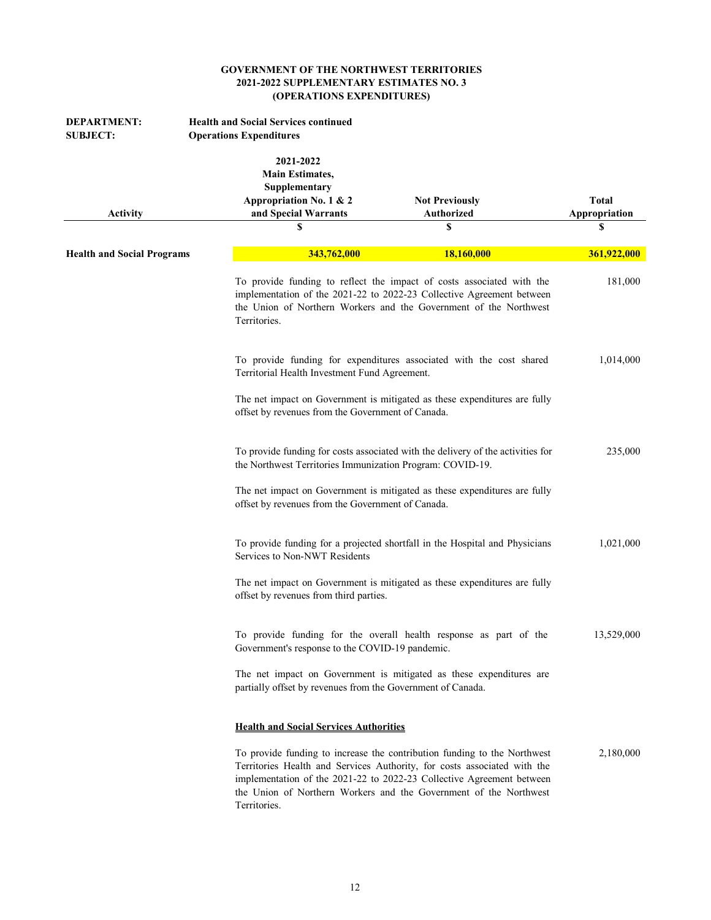**GOVERNMENT OF THE NORTHWEST TERRITORIES**
**2021-2022 SUPPLEMENTARY ESTIMATES NO. 3**
**(OPERATIONS EXPENDITURES)**

**DEPARTMENT:** **Health and Social Services continued**
**SUBJECT:** **Operations Expenditures**

| Activity | 2021-2022 Main Estimates, Supplementary Appropriation No. 1 & 2 and Special Warrants | Not Previously Authorized | Total Appropriation |
|---|---|---|---|
| | $ | $ | $ |
| **Health and Social Programs** | **343,762,000** | **18,160,000** | **361,922,000** |

| Description | Amount |
|---|---|
| To provide funding to reflect the impact of costs associated with the implementation of the 2021-22 to 2022-23 Collective Agreement between the Union of Northern Workers and the Government of the Northwest Territories. | 181,000 |
| To provide funding for expenditures associated with the cost shared Territorial Health Investment Fund Agreement.<br><br>The net impact on Government is mitigated as these expenditures are fully offset by revenues from the Government of Canada. | 1,014,000 |
| To provide funding for costs associated with the delivery of the activities for the Northwest Territories Immunization Program: COVID-19.<br><br>The net impact on Government is mitigated as these expenditures are fully offset by revenues from the Government of Canada. | 235,000 |
| To provide funding for a projected shortfall in the Hospital and Physicians Services to Non-NWT Residents<br><br>The net impact on Government is mitigated as these expenditures are fully offset by revenues from third parties. | 1,021,000 |
| To provide funding for the overall health response as part of the Government's response to the COVID-19 pandemic.<br><br>The net impact on Government is mitigated as these expenditures are partially offset by revenues from the Government of Canada. | 13,529,000 |
| **Health and Social Services Authorities** | |
| To provide funding to increase the contribution funding to the Northwest Territories Health and Services Authority, for costs associated with the implementation of the 2021-22 to 2022-23 Collective Agreement between the Union of Northern Workers and the Government of the Northwest Territories. | 2,180,000 |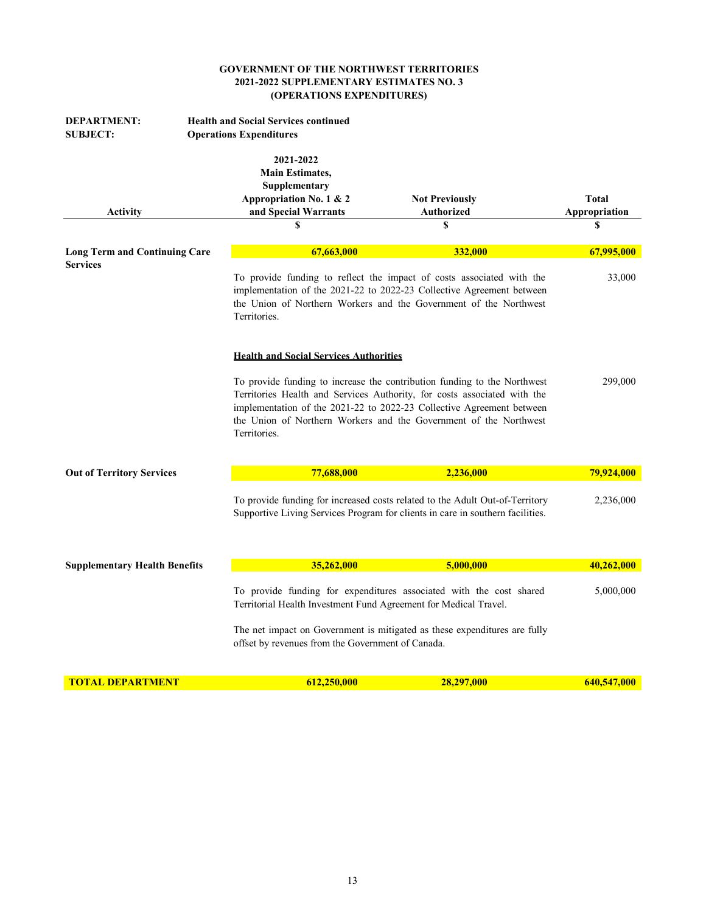**GOVERNMENT OF THE NORTHWEST TERRITORIES**
**2021-2022 SUPPLEMENTARY ESTIMATES NO. 3**
**(OPERATIONS EXPENDITURES)**

**DEPARTMENT:** **Health and Social Services continued**
**SUBJECT:** **Operations Expenditures**

| Activity | 2021-2022 Main Estimates, Supplementary Appropriation No. 1 & 2 and Special Warrants | Not Previously Authorized | Total Appropriation |
|---|---|---|---|
| | $ | $ | $ |
| **Long Term and Continuing Care Services** | **67,663,000** | **332,000** | **67,995,000** |
| | To provide funding to reflect the impact of costs associated with the implementation of the 2021-22 to 2022-23 Collective Agreement between the Union of Northern Workers and the Government of the Northwest Territories. | | 33,000 |
| | **Health and Social Services Authorities** | | |
| | To provide funding to increase the contribution funding to the Northwest Territories Health and Services Authority, for costs associated with the implementation of the 2021-22 to 2022-23 Collective Agreement between the Union of Northern Workers and the Government of the Northwest Territories. | | 299,000 |
| **Out of Territory Services** | **77,688,000** | **2,236,000** | **79,924,000** |
| | To provide funding for increased costs related to the Adult Out-of-Territory Supportive Living Services Program for clients in care in southern facilities. | | 2,236,000 |
| **Supplementary Health Benefits** | **35,262,000** | **5,000,000** | **40,262,000** |
| | To provide funding for expenditures associated with the cost shared Territorial Health Investment Fund Agreement for Medical Travel. | | 5,000,000 |
| | The net impact on Government is mitigated as these expenditures are fully offset by revenues from the Government of Canada. | | |
| **TOTAL DEPARTMENT** | **612,250,000** | **28,297,000** | **640,547,000** |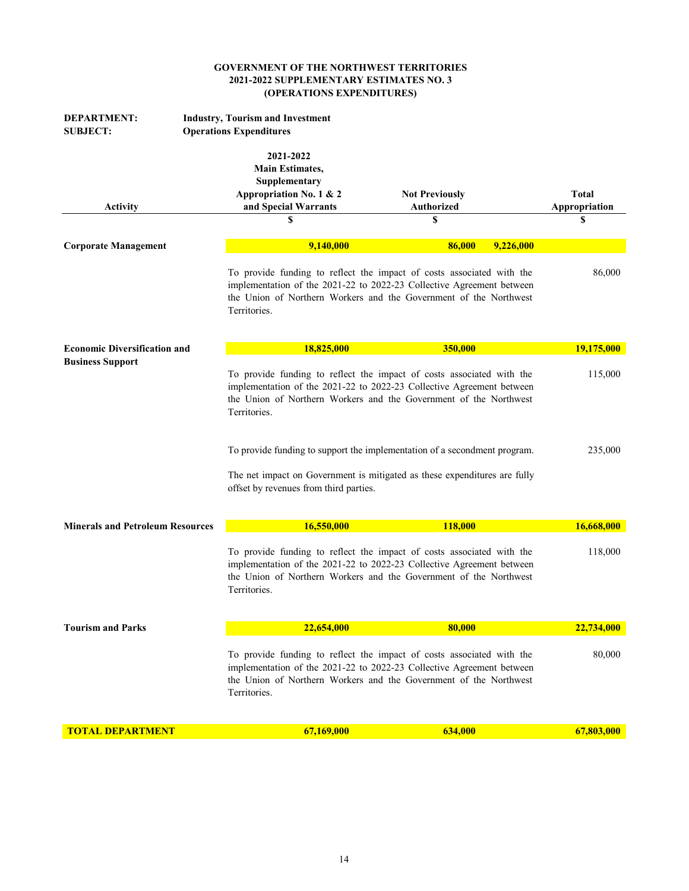**GOVERNMENT OF THE NORTHWEST TERRITORIES**
**2021-2022 SUPPLEMENTARY ESTIMATES NO. 3**
**(OPERATIONS EXPENDITURES)**

**DEPARTMENT:** Industry, Tourism and Investment
**SUBJECT:** Operations Expenditures

| Activity | 2021-2022 Main Estimates, Supplementary Appropriation No. 1 & 2 and Special Warrants | Not Previously Authorized | Total Appropriation |
|---|---|---|---|
| | $ | $ | $ |
| **Corporate Management** | **9,140,000** | **86,000** | **9,226,000** |
| | To provide funding to reflect the impact of costs associated with the implementation of the 2021-22 to 2022-23 Collective Agreement between the Union of Northern Workers and the Government of the Northwest Territories. | | 86,000 |
| **Economic Diversification and Business Support** | **18,825,000** | **350,000** | **19,175,000** |
| | To provide funding to reflect the impact of costs associated with the implementation of the 2021-22 to 2022-23 Collective Agreement between the Union of Northern Workers and the Government of the Northwest Territories. | | 115,000 |
| | To provide funding to support the implementation of a secondment program. The net impact on Government is mitigated as these expenditures are fully offset by revenues from third parties. | | 235,000 |
| **Minerals and Petroleum Resources** | **16,550,000** | **118,000** | **16,668,000** |
| | To provide funding to reflect the impact of costs associated with the implementation of the 2021-22 to 2022-23 Collective Agreement between the Union of Northern Workers and the Government of the Northwest Territories. | | 118,000 |
| **Tourism and Parks** | **22,654,000** | **80,000** | **22,734,000** |
| | To provide funding to reflect the impact of costs associated with the implementation of the 2021-22 to 2022-23 Collective Agreement between the Union of Northern Workers and the Government of the Northwest Territories. | | 80,000 |
| **TOTAL DEPARTMENT** | **67,169,000** | **634,000** | **67,803,000** |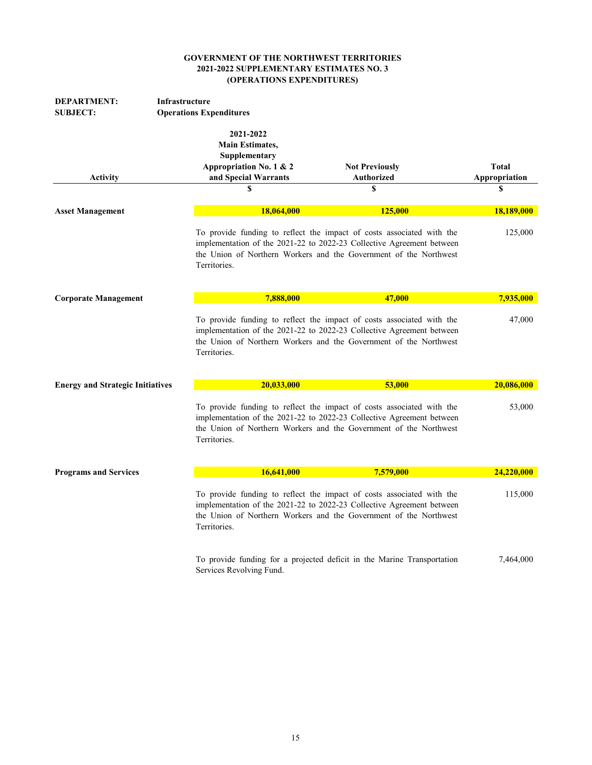**GOVERNMENT OF THE NORTHWEST TERRITORIES**
**2021-2022 SUPPLEMENTARY ESTIMATES NO. 3**
**(OPERATIONS EXPENDITURES)**

**DEPARTMENT:** **Infrastructure**
**SUBJECT:** **Operations Expenditures**

| Activity | 2021-2022 Main Estimates, Supplementary Appropriation No. 1 & 2 and Special Warrants | Not Previously Authorized | Total Appropriation |
|---|---|---|---|
| | $ | $ | $ |
| **Asset Management** | **18,064,000** | **125,000** | **18,189,000** |
| | To provide funding to reflect the impact of costs associated with the implementation of the 2021-22 to 2022-23 Collective Agreement between the Union of Northern Workers and the Government of the Northwest Territories. | | 125,000 |
| **Corporate Management** | **7,888,000** | **47,000** | **7,935,000** |
| | To provide funding to reflect the impact of costs associated with the implementation of the 2021-22 to 2022-23 Collective Agreement between the Union of Northern Workers and the Government of the Northwest Territories. | | 47,000 |
| **Energy and Strategic Initiatives** | **20,033,000** | **53,000** | **20,086,000** |
| | To provide funding to reflect the impact of costs associated with the implementation of the 2021-22 to 2022-23 Collective Agreement between the Union of Northern Workers and the Government of the Northwest Territories. | | 53,000 |
| **Programs and Services** | **16,641,000** | **7,579,000** | **24,220,000** |
| | To provide funding to reflect the impact of costs associated with the implementation of the 2021-22 to 2022-23 Collective Agreement between the Union of Northern Workers and the Government of the Northwest Territories. | | 115,000 |
| | To provide funding for a projected deficit in the Marine Transportation Services Revolving Fund. | | 7,464,000 |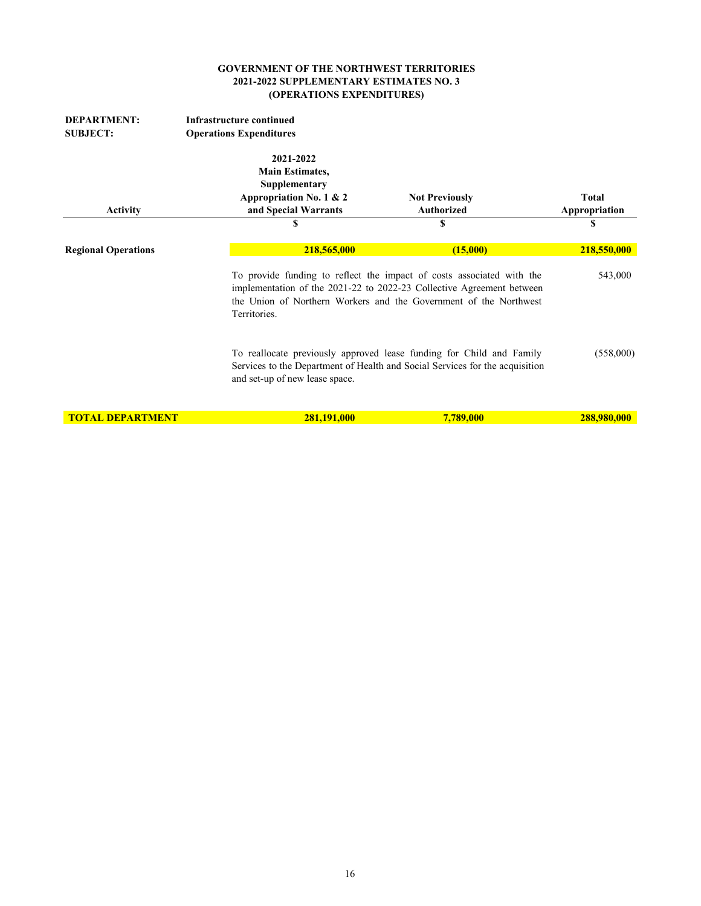**GOVERNMENT OF THE NORTHWEST TERRITORIES**
**2021-2022 SUPPLEMENTARY ESTIMATES NO. 3**
**(OPERATIONS EXPENDITURES)**

**DEPARTMENT:** Infrastructure continued
**SUBJECT:** Operations Expenditures

| Activity | 2021-2022 Main Estimates, Supplementary Appropriation No. 1 & 2 and Special Warrants | Not Previously Authorized | Total Appropriation |
|---|---|---|---|
| | $ | $ | $ |
| **Regional Operations** | **218,565,000** | **(15,000)** | **218,550,000** |
| | To provide funding to reflect the impact of costs associated with the implementation of the 2021-22 to 2022-23 Collective Agreement between the Union of Northern Workers and the Government of the Northwest Territories. | | 543,000 |
| | To reallocate previously approved lease funding for Child and Family Services to the Department of Health and Social Services for the acquisition and set-up of new lease space. | | (558,000) |
| **TOTAL DEPARTMENT** | **281,191,000** | **7,789,000** | **288,980,000** |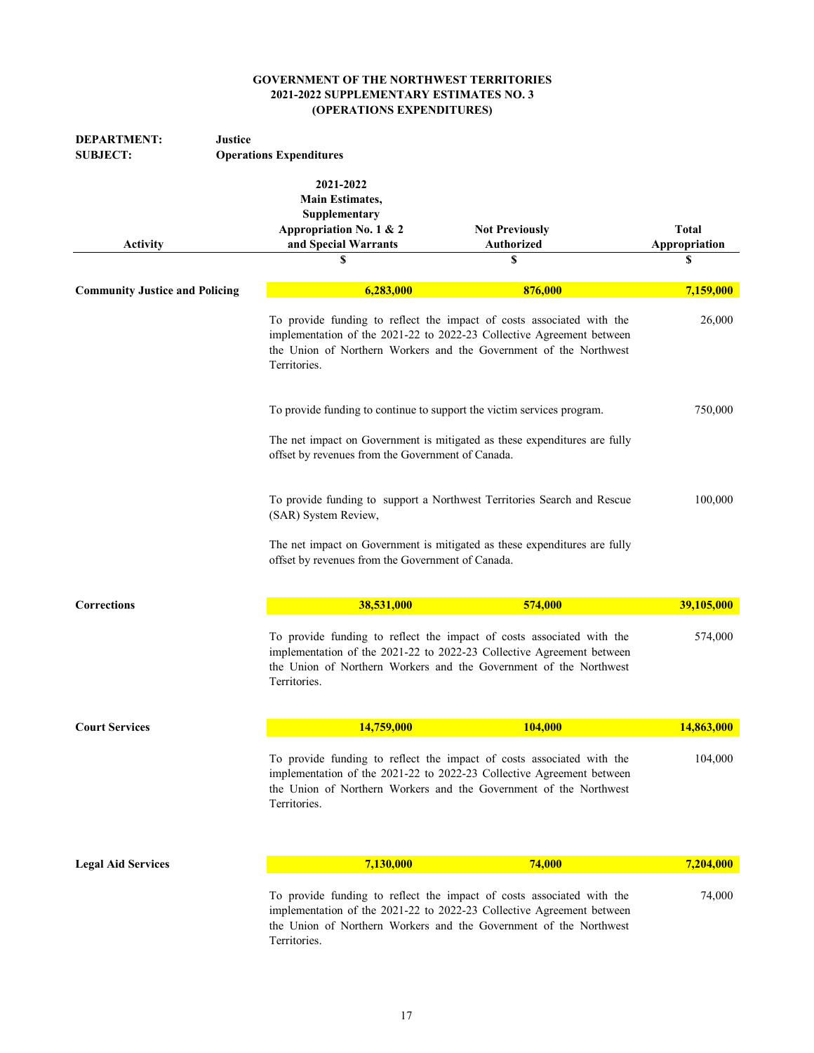**GOVERNMENT OF THE NORTHWEST TERRITORIES**
**2021-2022 SUPPLEMENTARY ESTIMATES NO. 3**
**(OPERATIONS EXPENDITURES)**

**DEPARTMENT:** **Justice**
**SUBJECT:** **Operations Expenditures**

| Activity | 2021-2022 Main Estimates, Supplementary Appropriation No. 1 & 2 and Special Warrants | Not Previously Authorized | Total Appropriation |
|---|---|---|---|
| | $ | $ | $ |
| **Community Justice and Policing** | **6,283,000** | **876,000** | **7,159,000** |
| | To provide funding to reflect the impact of costs associated with the implementation of the 2021-22 to 2022-23 Collective Agreement between the Union of Northern Workers and the Government of the Northwest Territories. | | 26,000 |
| | To provide funding to continue to support the victim services program. | | 750,000 |
| | The net impact on Government is mitigated as these expenditures are fully offset by revenues from the Government of Canada. | | |
| | To provide funding to support a Northwest Territories Search and Rescue (SAR) System Review, | | 100,000 |
| | The net impact on Government is mitigated as these expenditures are fully offset by revenues from the Government of Canada. | | |
| **Corrections** | **38,531,000** | **574,000** | **39,105,000** |
| | To provide funding to reflect the impact of costs associated with the implementation of the 2021-22 to 2022-23 Collective Agreement between the Union of Northern Workers and the Government of the Northwest Territories. | | 574,000 |
| **Court Services** | **14,759,000** | **104,000** | **14,863,000** |
| | To provide funding to reflect the impact of costs associated with the implementation of the 2021-22 to 2022-23 Collective Agreement between the Union of Northern Workers and the Government of the Northwest Territories. | | 104,000 |
| **Legal Aid Services** | **7,130,000** | **74,000** | **7,204,000** |
| | To provide funding to reflect the impact of costs associated with the implementation of the 2021-22 to 2022-23 Collective Agreement between the Union of Northern Workers and the Government of the Northwest Territories. | | 74,000 |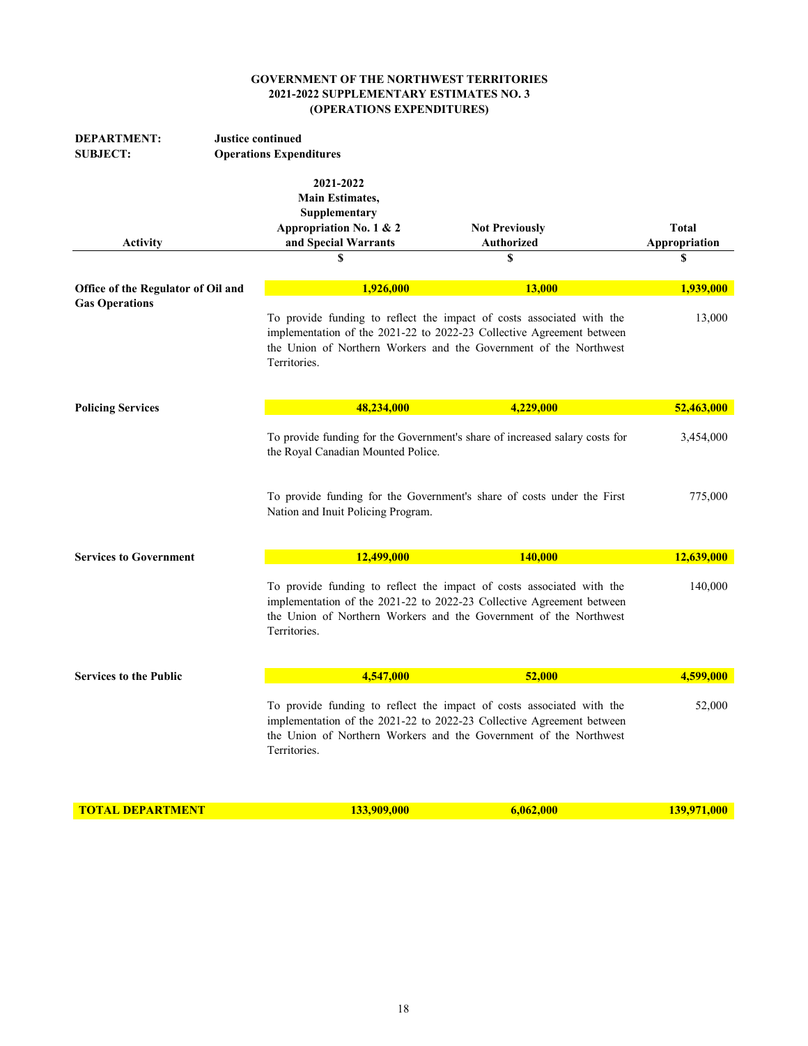**GOVERNMENT OF THE NORTHWEST TERRITORIES**
**2021-2022 SUPPLEMENTARY ESTIMATES NO. 3**
**(OPERATIONS EXPENDITURES)**

**DEPARTMENT:** **Justice continued**
**SUBJECT:** **Operations Expenditures**

| Activity | 2021-2022 Main Estimates, Supplementary Appropriation No. 1 & 2 and Special Warrants | Not Previously Authorized | Total Appropriation |
|---|---|---|---|
| | $ | $ | $ |
| **Office of the Regulator of Oil and Gas Operations** | **1,926,000** | **13,000** | **1,939,000** |
| | To provide funding to reflect the impact of costs associated with the implementation of the 2021-22 to 2022-23 Collective Agreement between the Union of Northern Workers and the Government of the Northwest Territories. | | 13,000 |
| **Policing Services** | **48,234,000** | **4,229,000** | **52,463,000** |
| | To provide funding for the Government's share of increased salary costs for the Royal Canadian Mounted Police. | | 3,454,000 |
| | To provide funding for the Government's share of costs under the First Nation and Inuit Policing Program. | | 775,000 |
| **Services to Government** | **12,499,000** | **140,000** | **12,639,000** |
| | To provide funding to reflect the impact of costs associated with the implementation of the 2021-22 to 2022-23 Collective Agreement between the Union of Northern Workers and the Government of the Northwest Territories. | | 140,000 |
| **Services to the Public** | **4,547,000** | **52,000** | **4,599,000** |
| | To provide funding to reflect the impact of costs associated with the implementation of the 2021-22 to 2022-23 Collective Agreement between the Union of Northern Workers and the Government of the Northwest Territories. | | 52,000 |
| **TOTAL DEPARTMENT** | **133,909,000** | **6,062,000** | **139,971,000** |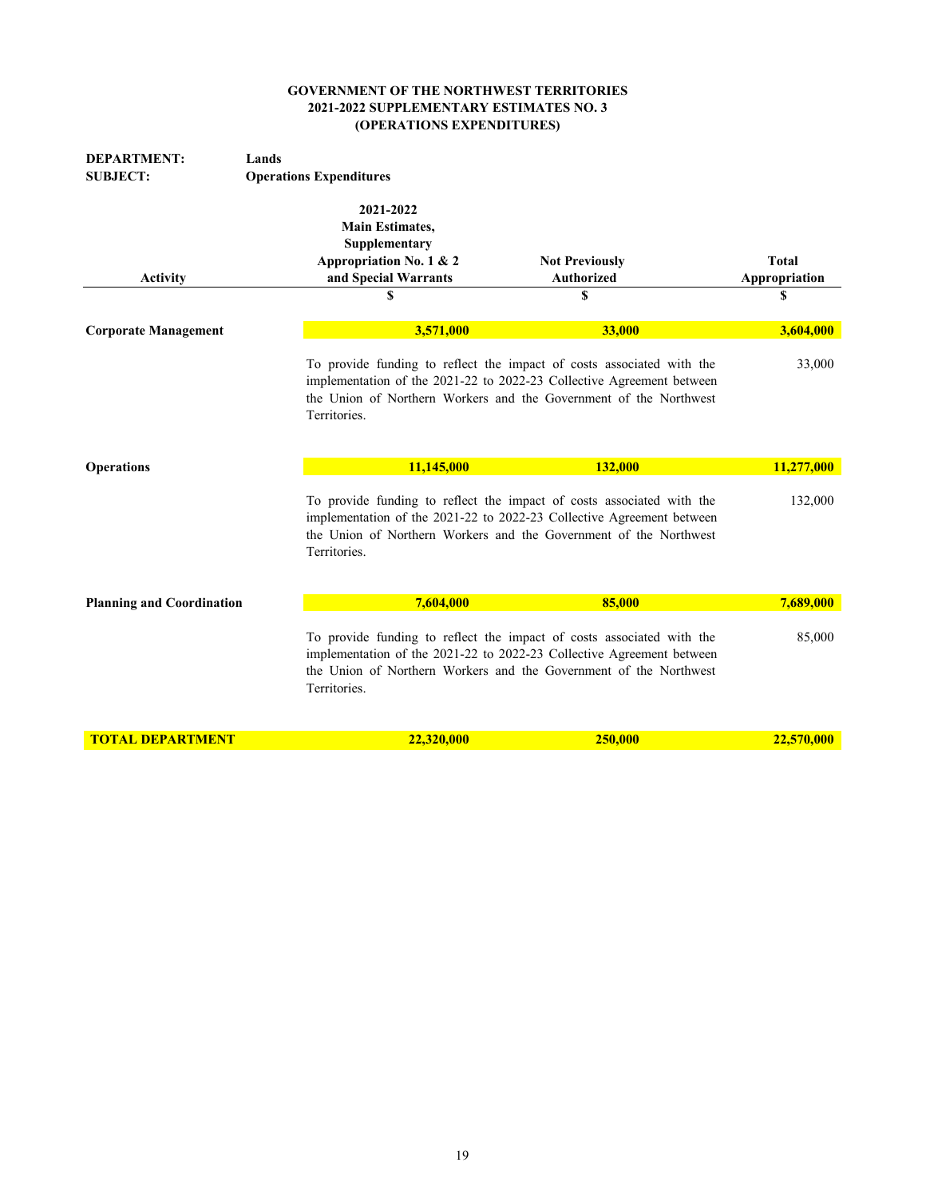**GOVERNMENT OF THE NORTHWEST TERRITORIES**
**2021-2022 SUPPLEMENTARY ESTIMATES NO. 3**
**(OPERATIONS EXPENDITURES)**

**DEPARTMENT:** **Lands**
**SUBJECT:** **Operations Expenditures**

| Activity | 2021-2022 Main Estimates, Supplementary Appropriation No. 1 & 2 and Special Warrants | Not Previously Authorized | Total Appropriation |
|---|---|---|---|
| | $ | $ | $ |
| **Corporate Management** | **3,571,000** | **33,000** | **3,604,000** |
| | To provide funding to reflect the impact of costs associated with the implementation of the 2021-22 to 2022-23 Collective Agreement between the Union of Northern Workers and the Government of the Northwest Territories. | | 33,000 |
| **Operations** | **11,145,000** | **132,000** | **11,277,000** |
| | To provide funding to reflect the impact of costs associated with the implementation of the 2021-22 to 2022-23 Collective Agreement between the Union of Northern Workers and the Government of the Northwest Territories. | | 132,000 |
| **Planning and Coordination** | **7,604,000** | **85,000** | **7,689,000** |
| | To provide funding to reflect the impact of costs associated with the implementation of the 2021-22 to 2022-23 Collective Agreement between the Union of Northern Workers and the Government of the Northwest Territories. | | 85,000 |
| **TOTAL DEPARTMENT** | **22,320,000** | **250,000** | **22,570,000** |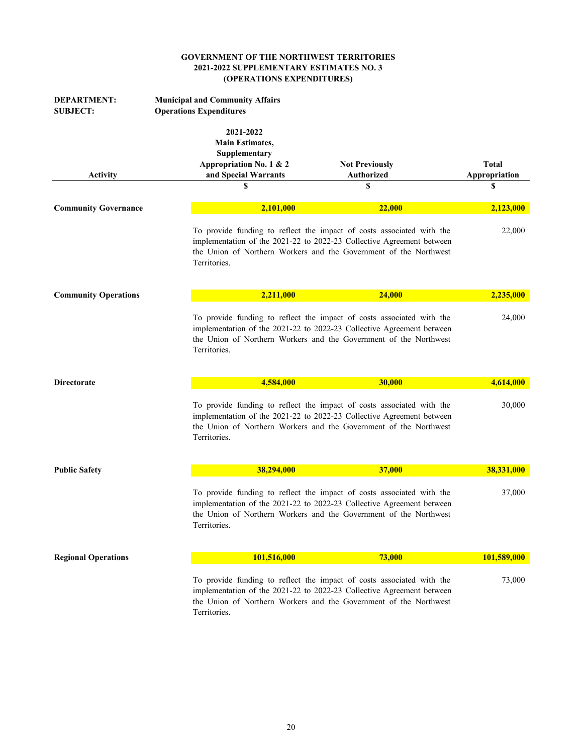**GOVERNMENT OF THE NORTHWEST TERRITORIES**
**2021-2022 SUPPLEMENTARY ESTIMATES NO. 3**
**(OPERATIONS EXPENDITURES)**

**DEPARTMENT:** **Municipal and Community Affairs**
**SUBJECT:** **Operations Expenditures**

| Activity | 2021-2022 Main Estimates, Supplementary Appropriation No. 1 & 2 and Special Warrants | Not Previously Authorized | Total Appropriation |
|---|---|---|---|
| | $ | $ | $ |
| **Community Governance** | **2,101,000** | **22,000** | **2,123,000** |
| | To provide funding to reflect the impact of costs associated with the implementation of the 2021-22 to 2022-23 Collective Agreement between the Union of Northern Workers and the Government of the Northwest Territories. | | 22,000 |
| **Community Operations** | **2,211,000** | **24,000** | **2,235,000** |
| | To provide funding to reflect the impact of costs associated with the implementation of the 2021-22 to 2022-23 Collective Agreement between the Union of Northern Workers and the Government of the Northwest Territories. | | 24,000 |
| **Directorate** | **4,584,000** | **30,000** | **4,614,000** |
| | To provide funding to reflect the impact of costs associated with the implementation of the 2021-22 to 2022-23 Collective Agreement between the Union of Northern Workers and the Government of the Northwest Territories. | | 30,000 |
| **Public Safety** | **38,294,000** | **37,000** | **38,331,000** |
| | To provide funding to reflect the impact of costs associated with the implementation of the 2021-22 to 2022-23 Collective Agreement between the Union of Northern Workers and the Government of the Northwest Territories. | | 37,000 |
| **Regional Operations** | **101,516,000** | **73,000** | **101,589,000** |
| | To provide funding to reflect the impact of costs associated with the implementation of the 2021-22 to 2022-23 Collective Agreement between the Union of Northern Workers and the Government of the Northwest Territories. | | 73,000 |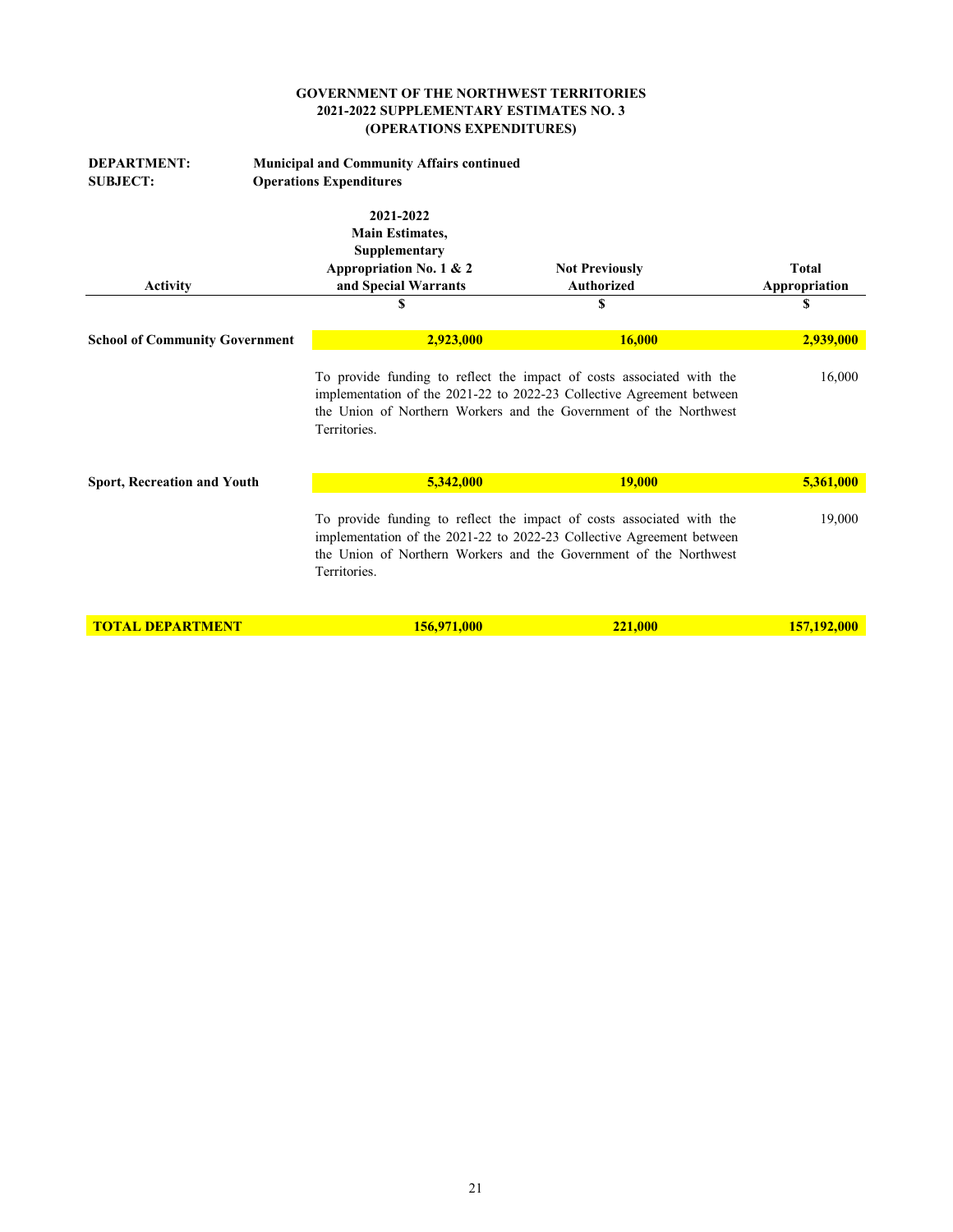**GOVERNMENT OF THE NORTHWEST TERRITORIES**
**2021-2022 SUPPLEMENTARY ESTIMATES NO. 3**
**(OPERATIONS EXPENDITURES)**

**DEPARTMENT:** **Municipal and Community Affairs continued**
**SUBJECT:** **Operations Expenditures**

| Activity | 2021-2022 Main Estimates, Supplementary Appropriation No. 1 & 2 and Special Warrants | Not Previously Authorized | Total Appropriation |
|---|---|---|---|
| | $ | $ | $ |
| **School of Community Government** | **2,923,000** | **16,000** | **2,939,000** |
| | To provide funding to reflect the impact of costs associated with the implementation of the 2021-22 to 2022-23 Collective Agreement between the Union of Northern Workers and the Government of the Northwest Territories. | | 16,000 |
| **Sport, Recreation and Youth** | **5,342,000** | **19,000** | **5,361,000** |
| | To provide funding to reflect the impact of costs associated with the implementation of the 2021-22 to 2022-23 Collective Agreement between the Union of Northern Workers and the Government of the Northwest Territories. | | 19,000 |
| **TOTAL DEPARTMENT** | **156,971,000** | **221,000** | **157,192,000** |